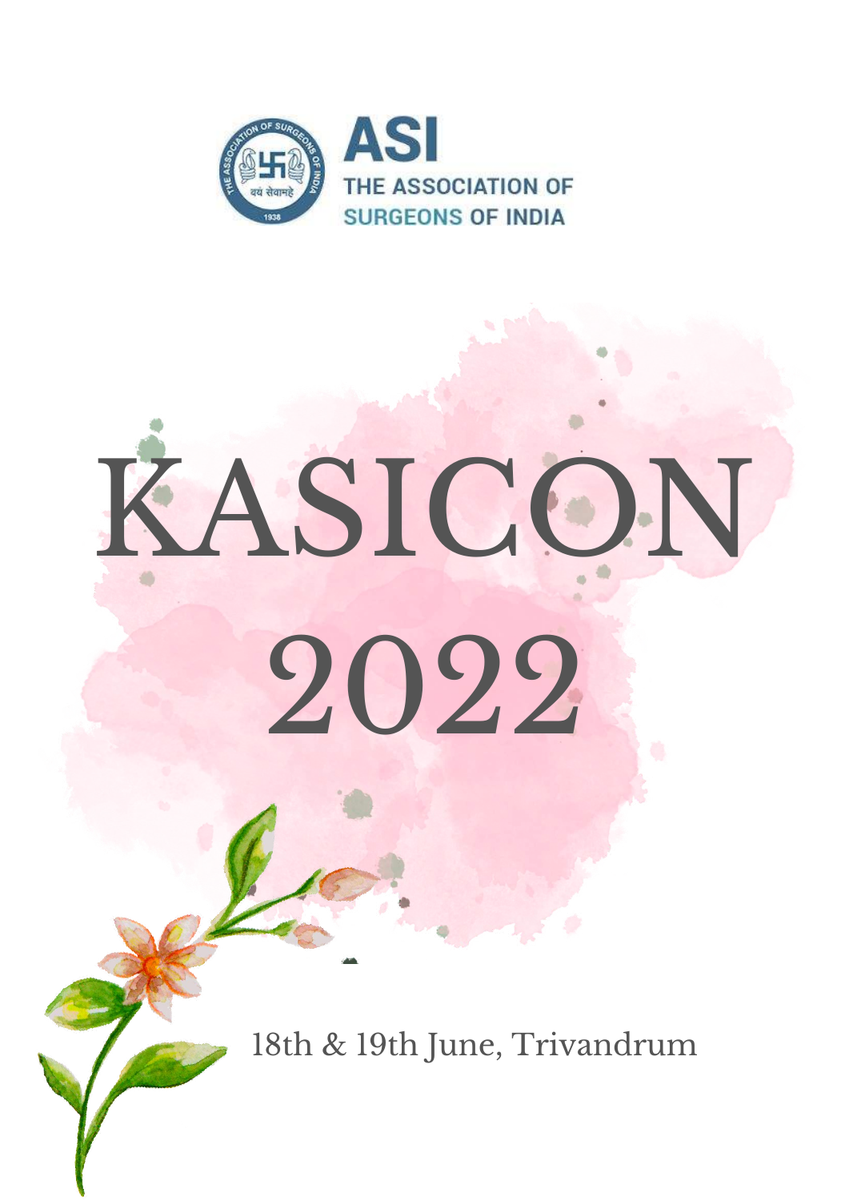ASI
THE ASSOCIATION OF
SURGEONS OF INDIA

# KASICON 2022

18th & 19th June, Trivandrum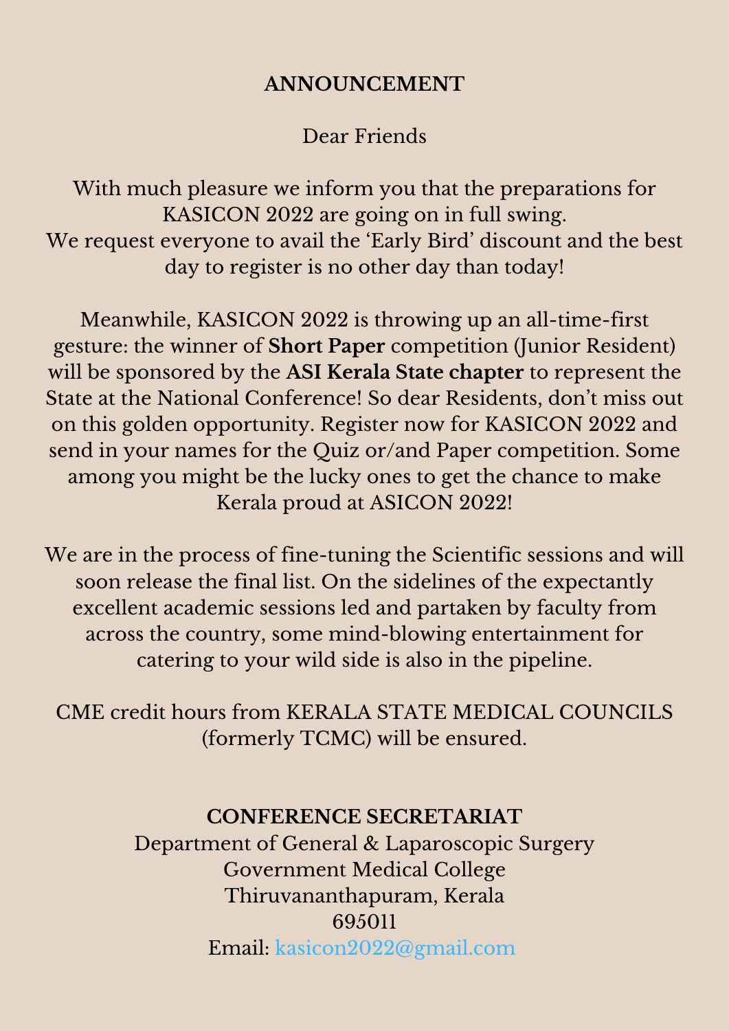**ANNOUNCEMENT**

Dear Friends

With much pleasure we inform you that the preparations for KASICON 2022 are going on in full swing.
We request everyone to avail the 'Early Bird' discount and the best day to register is no other day than today!

Meanwhile, KASICON 2022 is throwing up an all-time-first gesture: the winner of **Short Paper** competition (Junior Resident) will be sponsored by the **ASI Kerala State chapter** to represent the State at the National Conference! So dear Residents, don't miss out on this golden opportunity. Register now for KASICON 2022 and send in your names for the Quiz or/and Paper competition. Some among you might be the lucky ones to get the chance to make Kerala proud at ASICON 2022!

We are in the process of fine-tuning the Scientific sessions and will soon release the final list. On the sidelines of the expectantly excellent academic sessions led and partaken by faculty from across the country, some mind-blowing entertainment for catering to your wild side is also in the pipeline.

CME credit hours from KERALA STATE MEDICAL COUNCILS (formerly TCMC) will be ensured.

**CONFERENCE SECRETARIAT**
Department of General & Laparoscopic Surgery
Government Medical College
Thiruvananthapuram, Kerala
695011
Email: kasicon2022@gmail.com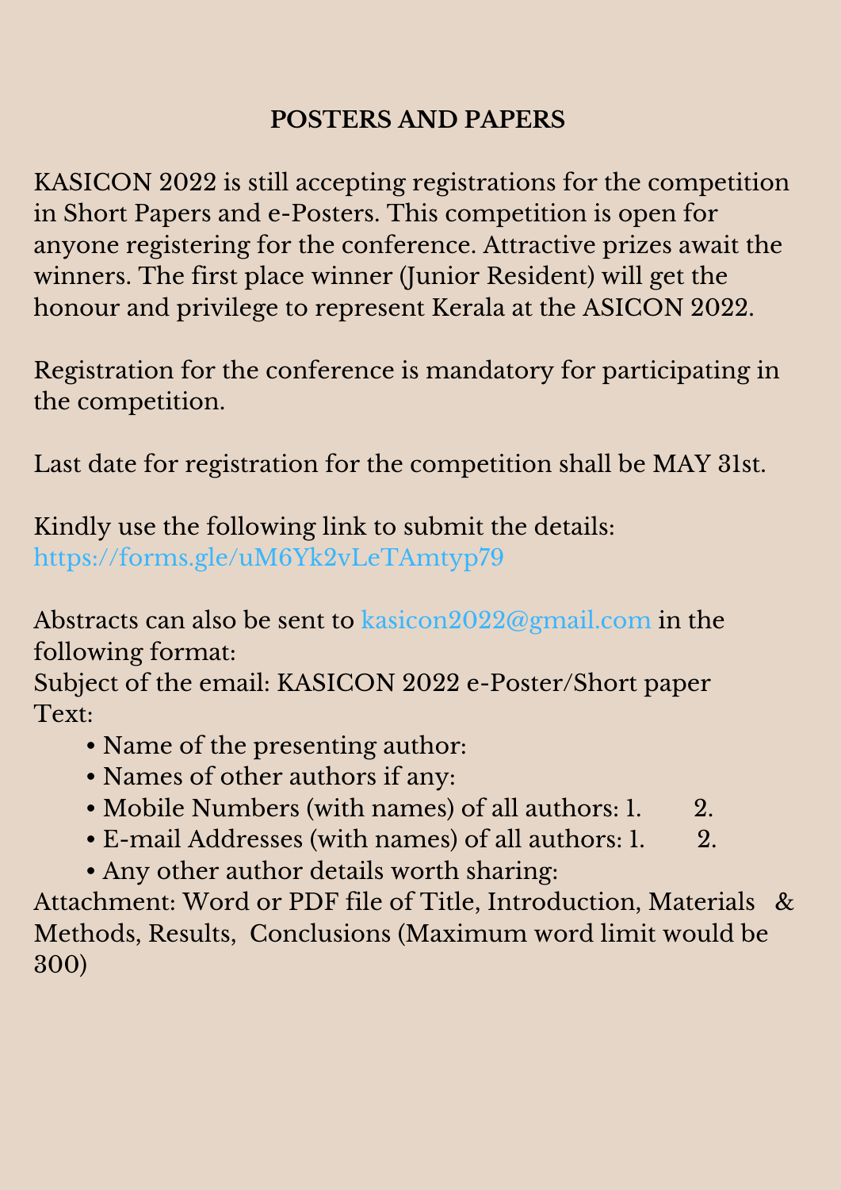## POSTERS AND PAPERS

KASICON 2022 is still accepting registrations for the competition in Short Papers and e-Posters. This competition is open for anyone registering for the conference. Attractive prizes await the winners. The first place winner (Junior Resident) will get the honour and privilege to represent Kerala at the ASICON 2022.

Registration for the conference is mandatory for participating in the competition.

Last date for registration for the competition shall be MAY 31st.

Kindly use the following link to submit the details:
https://forms.gle/uM6Yk2vLeTAmtyp79

Abstracts can also be sent to kasicon2022@gmail.com in the following format:
Subject of the email: KASICON 2022 e-Poster/Short paper
Text:

- Name of the presenting author:
- Names of other authors if any:
- Mobile Numbers (with names) of all authors: 1. 2.
- E-mail Addresses (with names) of all authors: 1. 2.
- Any other author details worth sharing:

Attachment: Word or PDF file of Title, Introduction, Materials & Methods, Results, Conclusions (Maximum word limit would be 300)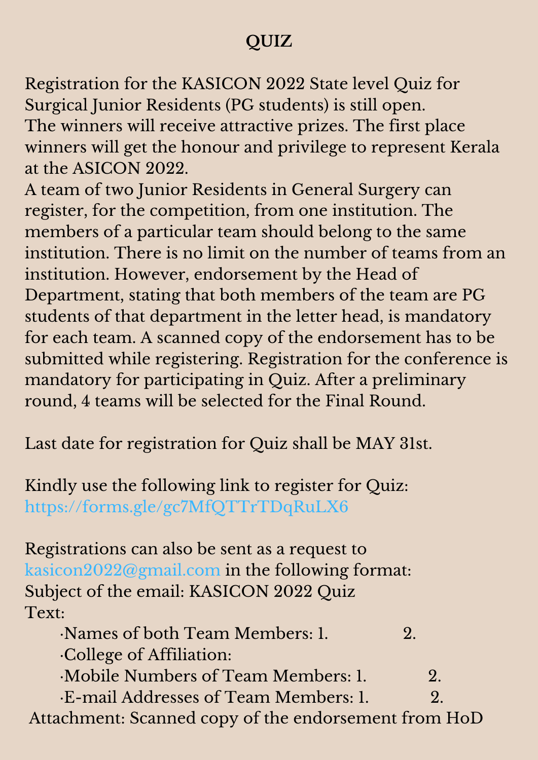# QUIZ

Registration for the KASICON 2022 State level Quiz for Surgical Junior Residents (PG students) is still open.
The winners will receive attractive prizes. The first place winners will get the honour and privilege to represent Kerala at the ASICON 2022.
A team of two Junior Residents in General Surgery can register, for the competition, from one institution. The members of a particular team should belong to the same institution. There is no limit on the number of teams from an institution. However, endorsement by the Head of Department, stating that both members of the team are PG students of that department in the letter head, is mandatory for each team. A scanned copy of the endorsement has to be submitted while registering. Registration for the conference is mandatory for participating in Quiz. After a preliminary round, 4 teams will be selected for the Final Round.

Last date for registration for Quiz shall be MAY 31st.

Kindly use the following link to register for Quiz:
https://forms.gle/gc7MfQTTrTDqRuLX6

Registrations can also be sent as a request to kasicon2022@gmail.com in the following format:
Subject of the email: KASICON 2022 Quiz
Text:

- Names of both Team Members: 1. 2.
- College of Affiliation:
- Mobile Numbers of Team Members: 1. 2.
- E-mail Addresses of Team Members: 1. 2.

Attachment: Scanned copy of the endorsement from HoD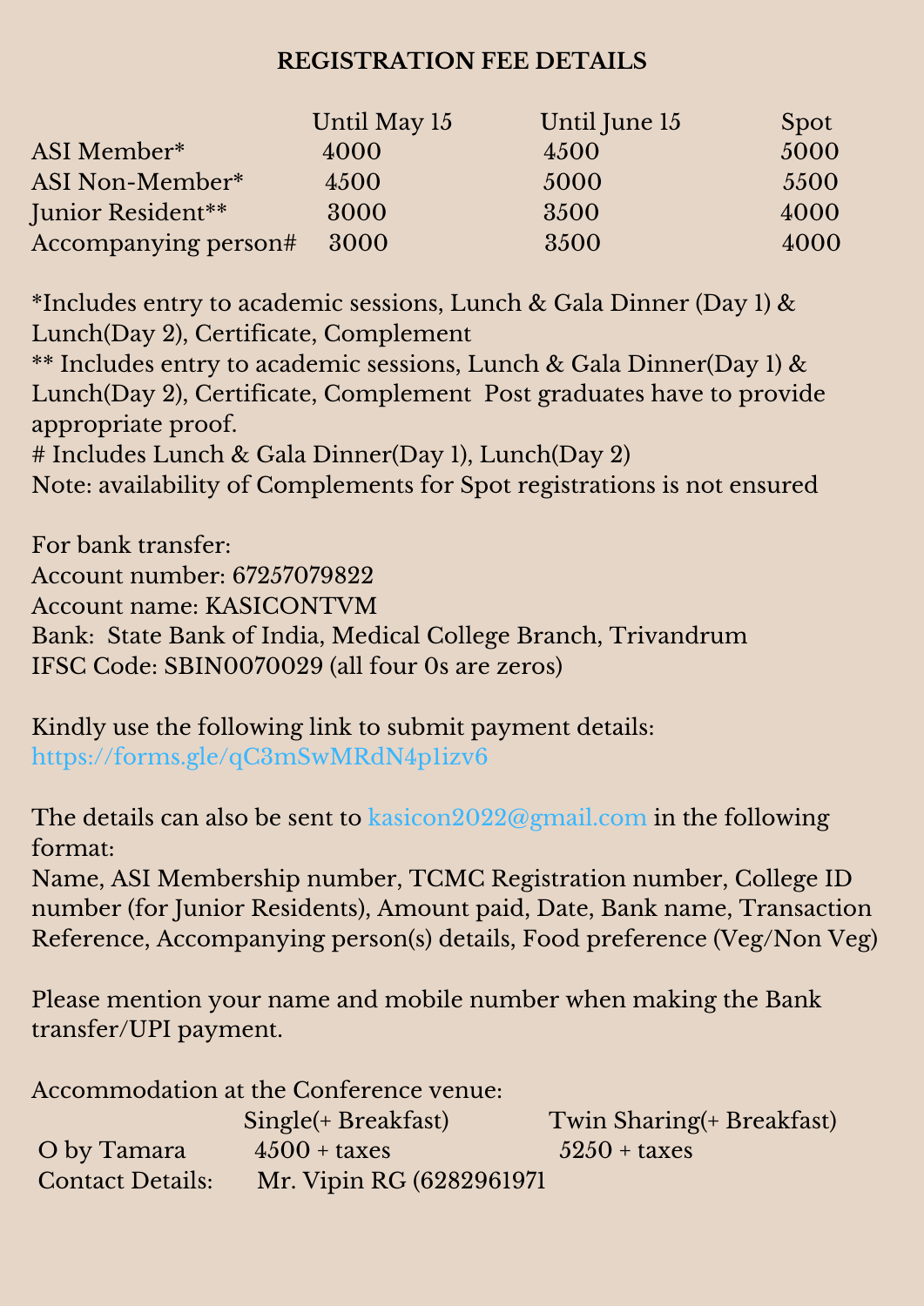## REGISTRATION FEE DETAILS

| | Until May 15 | Until June 15 | Spot |
|---|---|---|---|
| ASI Member* | 4000 | 4500 | 5000 |
| ASI Non-Member* | 4500 | 5000 | 5500 |
| Junior Resident** | 3000 | 3500 | 4000 |
| Accompanying person# | 3000 | 3500 | 4000 |

*Includes entry to academic sessions, Lunch & Gala Dinner (Day 1) & Lunch(Day 2), Certificate, Complement
** Includes entry to academic sessions, Lunch & Gala Dinner(Day 1) & Lunch(Day 2), Certificate, Complement Post graduates have to provide appropriate proof.
# Includes Lunch & Gala Dinner(Day 1), Lunch(Day 2)
Note: availability of Complements for Spot registrations is not ensured

For bank transfer:
Account number: 67257079822
Account name: KASICONTVM
Bank: State Bank of India, Medical College Branch, Trivandrum
IFSC Code: SBIN0070029 (all four 0s are zeros)

Kindly use the following link to submit payment details:
https://forms.gle/qC3mSwMRdN4p1izv6

The details can also be sent to kasicon2022@gmail.com in the following format:
Name, ASI Membership number, TCMC Registration number, College ID number (for Junior Residents), Amount paid, Date, Bank name, Transaction Reference, Accompanying person(s) details, Food preference (Veg/Non Veg)

Please mention your name and mobile number when making the Bank transfer/UPI payment.

Accommodation at the Conference venue:

| | Single(+ Breakfast) | Twin Sharing(+ Breakfast) |
|---|---|---|
| O by Tamara | 4500 + taxes | 5250 + taxes |
| Contact Details: | Mr. Vipin RG (6282961971 | |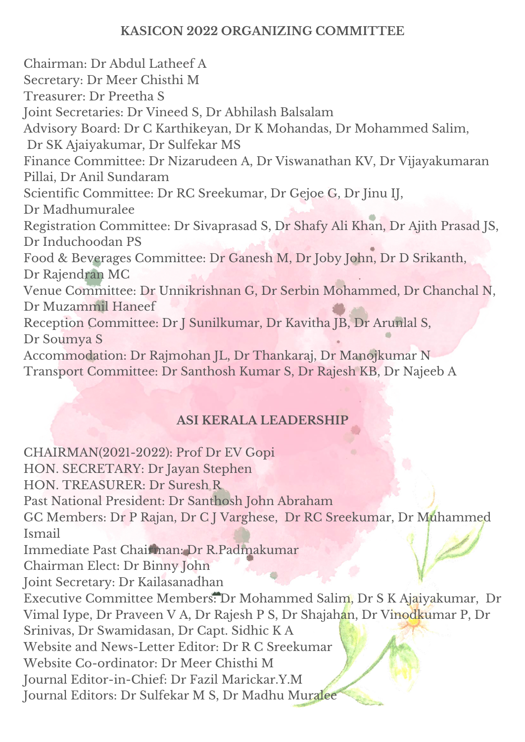## KASICON 2022 ORGANIZING COMMITTEE

Chairman: Dr Abdul Latheef A
Secretary: Dr Meer Chisthi M
Treasurer: Dr Preetha S
Joint Secretaries: Dr Vineed S, Dr Abhilash Balsalam
Advisory Board: Dr C Karthikeyan, Dr K Mohandas, Dr Mohammed Salim, Dr SK Ajaiyakumar, Dr Sulfekar MS
Finance Committee: Dr Nizarudeen A, Dr Viswanathan KV, Dr Vijayakumaran Pillai, Dr Anil Sundaram
Scientific Committee: Dr RC Sreekumar, Dr Gejoe G, Dr Jinu IJ, Dr Madhumuralee
Registration Committee: Dr Sivaprasad S, Dr Shafy Ali Khan, Dr Ajith Prasad JS, Dr Induchoodan PS
Food & Beverages Committee: Dr Ganesh M, Dr Joby John, Dr D Srikanth, Dr Rajendran MC
Venue Committee: Dr Unnikrishnan G, Dr Serbin Mohammed, Dr Chanchal N, Dr Muzammil Haneef
Reception Committee: Dr J Sunilkumar, Dr Kavitha JB, Dr Arunlal S, Dr Soumya S
Accommodation: Dr Rajmohan JL, Dr Thankaraj, Dr Manojkumar N
Transport Committee: Dr Santhosh Kumar S, Dr Rajesh KB, Dr Najeeb A

## ASI KERALA LEADERSHIP

CHAIRMAN(2021-2022): Prof Dr EV Gopi
HON. SECRETARY: Dr Jayan Stephen
HON. TREASURER: Dr Suresh R
Past National President: Dr Santhosh John Abraham
GC Members: Dr P Rajan, Dr C J Varghese, Dr RC Sreekumar, Dr Muhammed Ismail
Immediate Past Chairman: Dr R.Padmakumar
Chairman Elect: Dr Binny John
Joint Secretary: Dr Kailasanadhan
Executive Committee Members: Dr Mohammed Salim, Dr S K Ajaiyakumar, Dr Vimal Iype, Dr Praveen V A, Dr Rajesh P S, Dr Shajahan, Dr Vinodkumar P, Dr Srinivas, Dr Swamidasan, Dr Capt. Sidhic K A
Website and News-Letter Editor: Dr R C Sreekumar
Website Co-ordinator: Dr Meer Chisthi M
Journal Editor-in-Chief: Dr Fazil Marickar.Y.M
Journal Editors: Dr Sulfekar M S, Dr Madhu Muralee